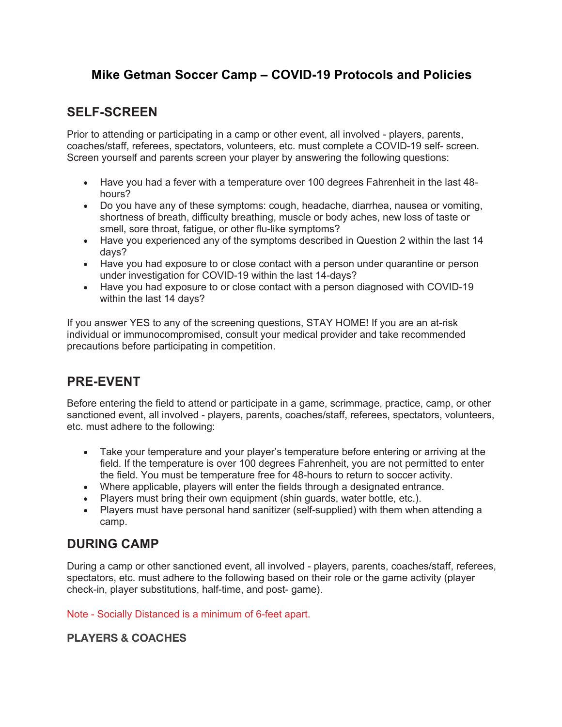# Mike Getman Soccer Camp – COVID-19 Protocols and Policies

## SELF-SCREEN

Prior to attending or participating in a camp or other event, all involved - players, parents, coaches/staff, referees, spectators, volunteers, etc. must complete a COVID-19 self- screen. Screen yourself and parents screen your player by answering the following questions:

- Have you had a fever with a temperature over 100 degrees Fahrenheit in the last 48-hours?
- Do you have any of these symptoms: cough, headache, diarrhea, nausea or vomiting, shortness of breath, difficulty breathing, muscle or body aches, new loss of taste or smell, sore throat, fatigue, or other flu-like symptoms?
- Have you experienced any of the symptoms described in Question 2 within the last 14 days?
- Have you had exposure to or close contact with a person under quarantine or person under investigation for COVID-19 within the last 14-days?
- Have you had exposure to or close contact with a person diagnosed with COVID-19 within the last 14 days?

If you answer YES to any of the screening questions, STAY HOME! If you are an at-risk individual or immunocompromised, consult your medical provider and take recommended precautions before participating in competition.

## PRE-EVENT

Before entering the field to attend or participate in a game, scrimmage, practice, camp, or other sanctioned event, all involved - players, parents, coaches/staff, referees, spectators, volunteers, etc. must adhere to the following:

- Take your temperature and your player's temperature before entering or arriving at the field. If the temperature is over 100 degrees Fahrenheit, you are not permitted to enter the field. You must be temperature free for 48-hours to return to soccer activity.
- Where applicable, players will enter the fields through a designated entrance.
- Players must bring their own equipment (shin guards, water bottle, etc.).
- Players must have personal hand sanitizer (self-supplied) with them when attending a camp.

## DURING CAMP

During a camp or other sanctioned event, all involved - players, parents, coaches/staff, referees, spectators, etc. must adhere to the following based on their role or the game activity (player check-in, player substitutions, half-time, and post- game).

Note - Socially Distanced is a minimum of 6-feet apart.

### PLAYERS & COACHES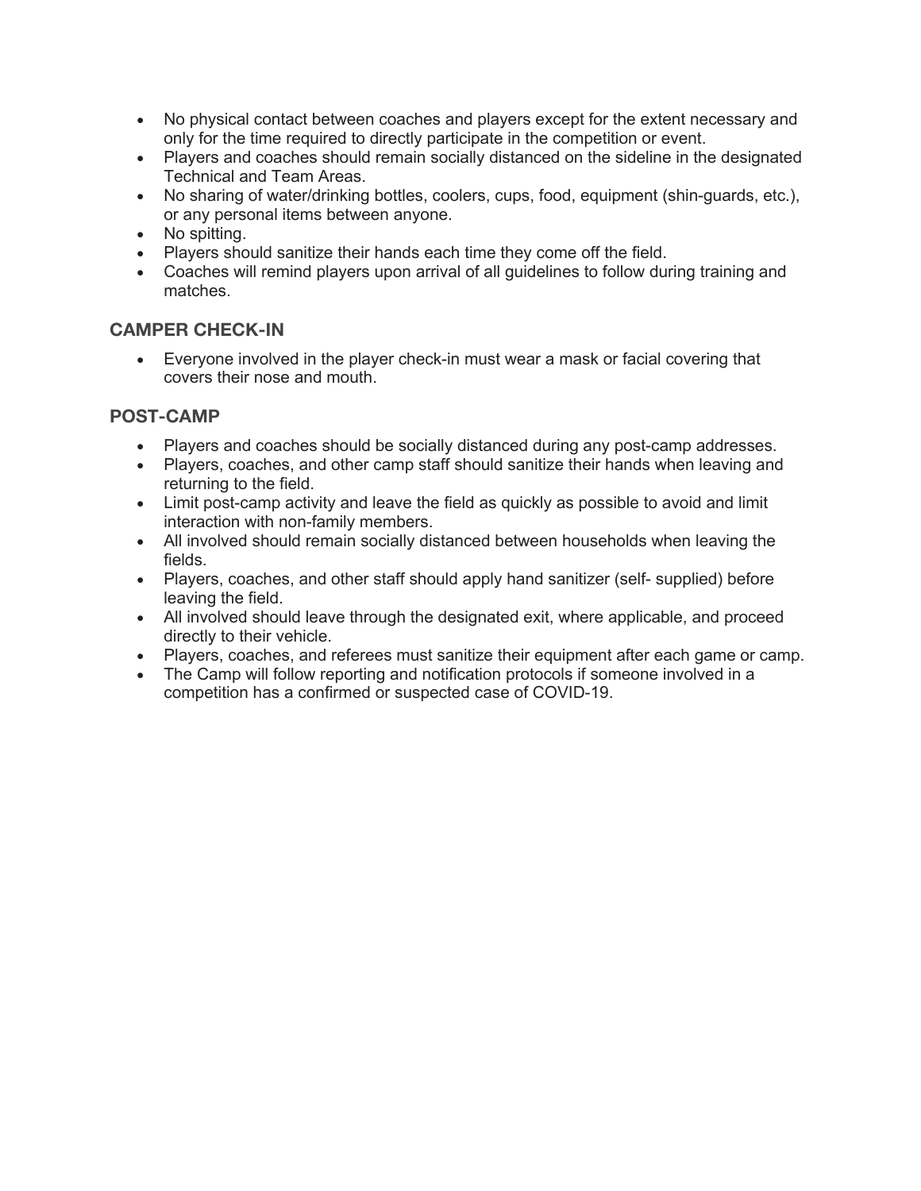- No physical contact between coaches and players except for the extent necessary and only for the time required to directly participate in the competition or event.
- Players and coaches should remain socially distanced on the sideline in the designated Technical and Team Areas.
- No sharing of water/drinking bottles, coolers, cups, food, equipment (shin-guards, etc.), or any personal items between anyone.
- No spitting.
- Players should sanitize their hands each time they come off the field.
- Coaches will remind players upon arrival of all guidelines to follow during training and matches.

## CAMPER CHECK-IN

- Everyone involved in the player check-in must wear a mask or facial covering that covers their nose and mouth.

## POST-CAMP

- Players and coaches should be socially distanced during any post-camp addresses.
- Players, coaches, and other camp staff should sanitize their hands when leaving and returning to the field.
- Limit post-camp activity and leave the field as quickly as possible to avoid and limit interaction with non-family members.
- All involved should remain socially distanced between households when leaving the fields.
- Players, coaches, and other staff should apply hand sanitizer (self- supplied) before leaving the field.
- All involved should leave through the designated exit, where applicable, and proceed directly to their vehicle.
- Players, coaches, and referees must sanitize their equipment after each game or camp.
- The Camp will follow reporting and notification protocols if someone involved in a competition has a confirmed or suspected case of COVID-19.